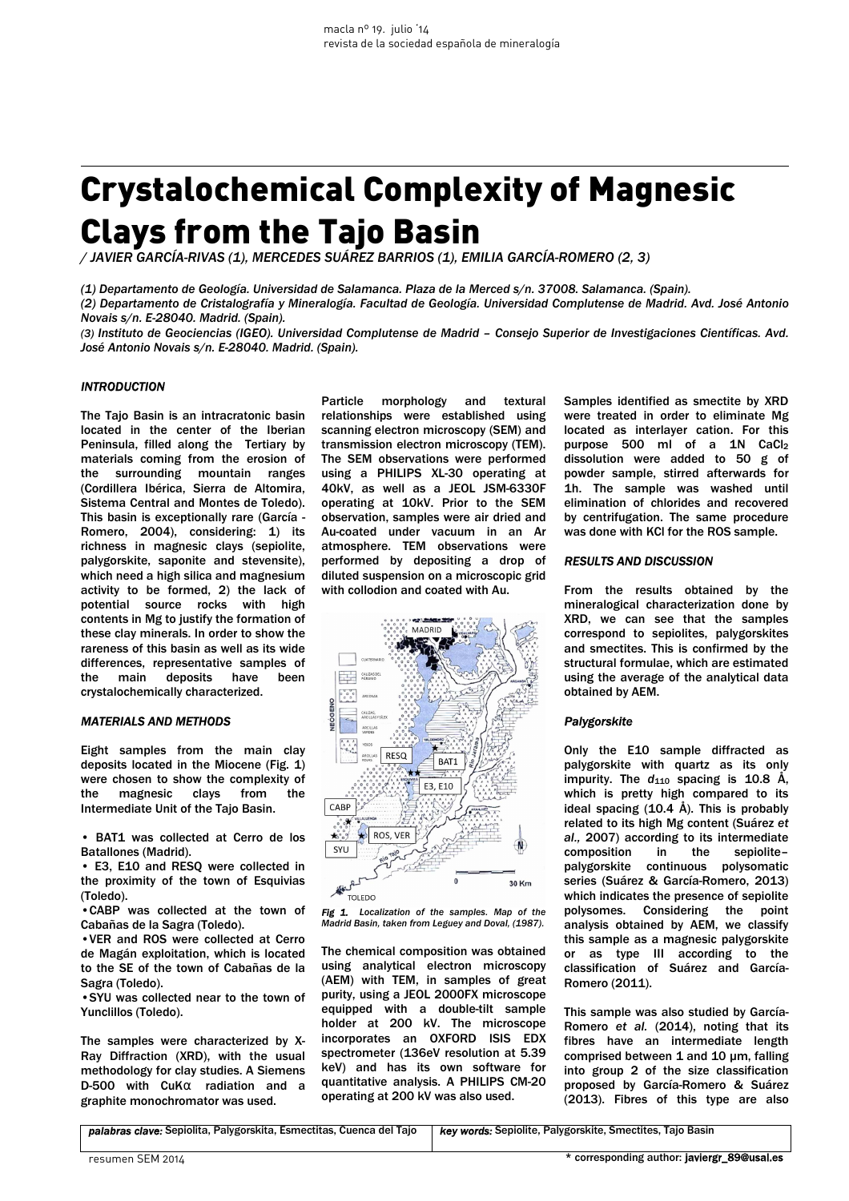# Crystalochemical Complexity of Magnesic Clays from the Tajo Basin

/ JAVIER GARCÍA-RIVAS (1), MERCEDES SUÁREZ BARRIOS (1), EMILIA GARCÍA-ROMERO (2, 3)

(1) Departamento de Geología. Universidad de Salamanca. Plaza de la Merced s/n. 37008. Salamanca. (Spain).
(2) Departamento de Cristalografía y Mineralogía. Facultad de Geología. Universidad Complutense de Madrid. Avd. José Antonio Novais s/n. E-28040. Madrid. (Spain).
(3) Instituto de Geociencias (IGEO). Universidad Complutense de Madrid – Consejo Superior de Investigaciones Científicas. Avd. José Antonio Novais s/n. E-28040. Madrid. (Spain).

## INTRODUCTION

The Tajo Basin is an intracratonic basin located in the center of the Iberian Peninsula, filled along the Tertiary by materials coming from the erosion of the surrounding mountain ranges (Cordillera Ibérica, Sierra de Altomira, Sistema Central and Montes de Toledo). This basin is exceptionally rare (García - Romero, 2004), considering: 1) its richness in magnesic clays (sepiolite, palygorskite, saponite and stevensite), which need a high silica and magnesium activity to be formed, 2) the lack of potential source rocks with high contents in Mg to justify the formation of these clay minerals. In order to show the rareness of this basin as well as its wide differences, representative samples of the main deposits have been crystalochemically characterized.

## MATERIALS AND METHODS

Eight samples from the main clay deposits located in the Miocene (Fig. 1) were chosen to show the complexity of the magnesic clays from the Intermediate Unit of the Tajo Basin.

- BAT1 was collected at Cerro de los Batallones (Madrid).
- E3, E10 and RESQ were collected in the proximity of the town of Esquivias (Toledo).
- CABP was collected at the town of Cabañas de la Sagra (Toledo).
- VER and ROS were collected at Cerro de Magán exploitation, which is located to the SE of the town of Cabañas de la Sagra (Toledo).
- SYU was collected near to the town of Yunclillos (Toledo).

The samples were characterized by X-Ray Diffraction (XRD), with the usual methodology for clay studies. A Siemens D-500 with CuKα radiation and a graphite monochromator was used.

Particle morphology and textural relationships were established using scanning electron microscopy (SEM) and transmission electron microscopy (TEM). The SEM observations were performed using a PHILIPS XL-30 operating at 40kV, as well as a JEOL JSM-6330F operating at 10kV. Prior to the SEM observation, samples were air dried and Au-coated under vacuum in an Ar atmosphere. TEM observations were performed by depositing a drop of diluted suspension on a microscopic grid with collodion and coated with Au.

*Fig 1. Localization of the samples. Map of the Madrid Basin, taken from Leguey and Doval, (1987).*

The chemical composition was obtained using analytical electron microscopy (AEM) with TEM, in samples of great purity, using a JEOL 2000FX microscope equipped with a double-tilt sample holder at 200 kV. The microscope incorporates an OXFORD ISIS EDX spectrometer (136eV resolution at 5.39 keV) and has its own software for quantitative analysis. A PHILIPS CM-20 operating at 200 kV was also used.

Samples identified as smectite by XRD were treated in order to eliminate Mg located as interlayer cation. For this purpose 500 ml of a 1N $CaCl_2$ dissolution were added to 50 g of powder sample, stirred afterwards for 1h. The sample was washed until elimination of chlorides and recovered by centrifugation. The same procedure was done with KCl for the ROS sample.

## RESULTS AND DISCUSSION

From the results obtained by the mineralogical characterization done by XRD, we can see that the samples correspond to sepiolites, palygorskites and smectites. This is confirmed by the structural formulae, which are estimated using the average of the analytical data obtained by AEM.

### Palygorskite

Only the E10 sample diffracted as palygorskite with quartz as its only impurity. The $d_{110}$ spacing is 10.8 Å, which is pretty high compared to its ideal spacing (10.4 Å). This is probably related to its high Mg content (Suárez *et al.*, 2007) according to its intermediate composition in the sepiolite–palygorskite continuous polysomatic series (Suárez & García-Romero, 2013) which indicates the presence of sepiolite polysomes. Considering the point analysis obtained by AEM, we classify this sample as a magnesic palygorskite or as type III according to the classification of Suárez and García-Romero (2011).

This sample was also studied by García-Romero *et al.* (2014), noting that its fibres have an intermediate length comprised between 1 and 10 μm, falling into group 2 of the size classification proposed by García-Romero & Suárez (2013). Fibres of this type are also

*palabras clave:* Sepiolita, Palygorskita, Esmectitas, Cuenca del Tajo | *key words:* Sepiolite, Palygorskite, Smectites, Tajo Basin

\* corresponding author: javiergr_89@usal.es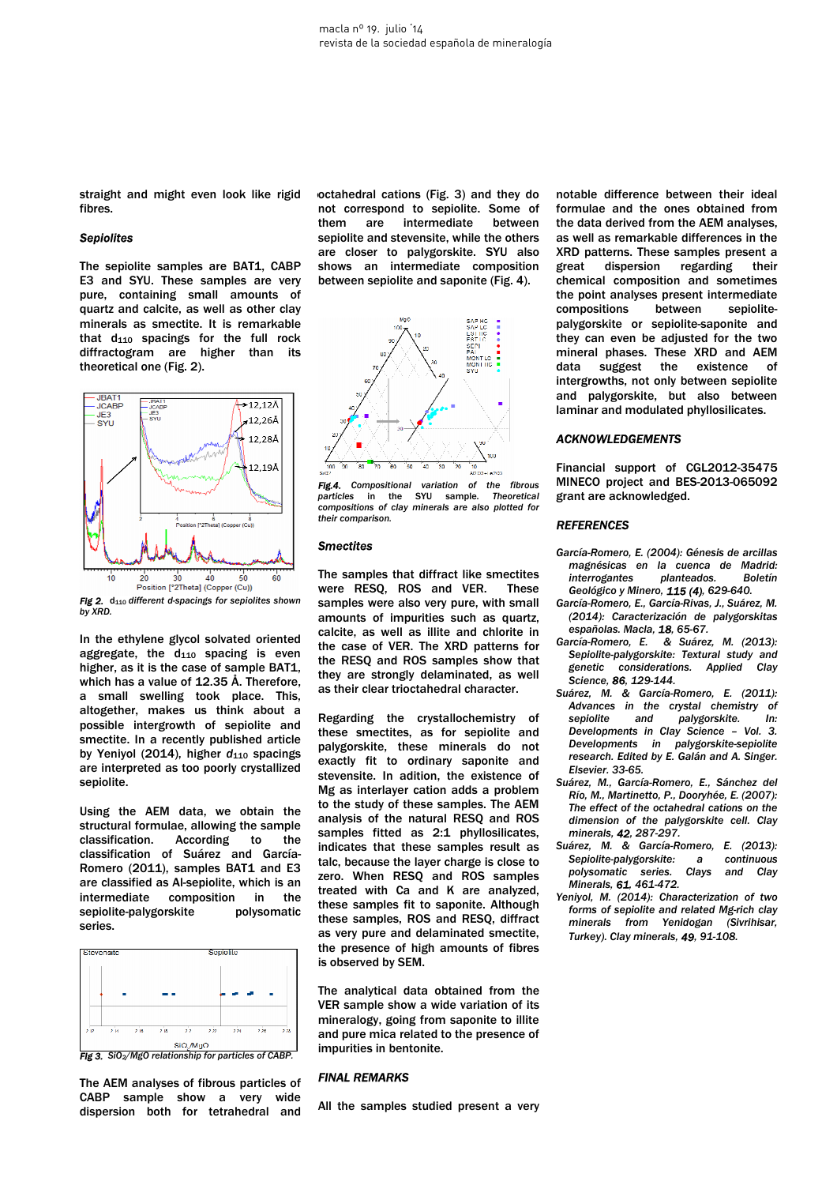straight and might even look like rigid fibres.

### *Sepiolites*

The sepiolite samples are BAT1, CABP E3 and SYU. These samples are very pure, containing small amounts of quartz and calcite, as well as other clay minerals as smectite. It is remarkable that $d_{110}$ spacings for the full rock diffractogram are higher than its theoretical one (Fig. 2).

JBAT1
JCABP
JE3
SYU

12,12Å
12,26Å
12,28Å
12,19Å

Position [°2Theta] (Copper (Cu))

*Fig 2. $d_{110}$ different d-spacings for sepiolites shown by XRD.*

In the ethylene glycol solvated oriented aggregate, the $d_{110}$ spacing is even higher, as it is the case of sample BAT1, which has a value of 12.35 Å. Therefore, a small swelling took place. This, altogether, makes us think about a possible intergrowth of sepiolite and smectite. In a recently published article by Yeniyol (2014), higher $d_{110}$ spacings are interpreted as too poorly crystallized sepiolite.

Using the AEM data, we obtain the structural formulae, allowing the sample classification. According to the classification of Suárez and García-Romero (2011), samples BAT1 and E3 are classified as Al-sepiolite, which is an intermediate composition in the sepiolite-palygorskite polysomatic series.

Stevensite
Sepiolite

$SiO_2/MgO$

*Fig 3. $SiO_2/MgO$ relationship for particles of CABP.*

The AEM analyses of fibrous particles of CABP sample show a very wide dispersion both for tetrahedral and octahedral cations (Fig. 3) and they do not correspond to sepiolite. Some of them are intermediate between sepiolite and stevensite, while the others are closer to palygorskite. SYU also shows an intermediate composition between sepiolite and saponite (Fig. 4).

*Fig.4. Compositional variation of the fibrous particles in the SYU sample. Theoretical compositions of clay minerals are also plotted for their comparison.*

### *Smectites*

The samples that diffract like smectites were RESQ, ROS and VER. These samples were also very pure, with small amounts of impurities such as quartz, calcite, as well as illite and chlorite in the case of VER. The XRD patterns for the RESQ and ROS samples show that they are strongly delaminated, as well as their clear trioctahedral character.

Regarding the crystallochemistry of these smectites, as for sepiolite and palygorskite, these minerals do not exactly fit to ordinary saponite and stevensite. In addition, the existence of Mg as interlayer cation adds a problem to the study of these samples. The AEM analysis of the natural RESQ and ROS samples fitted as 2:1 phyllosilicates, indicates that these samples result as talc, because the layer charge is close to zero. When RESQ and ROS samples treated with Ca and K are analyzed, these samples fit to saponite. Although these samples, ROS and RESQ, diffract as very pure and delaminated smectite, the presence of high amounts of fibres is observed by SEM.

The analytical data obtained from the VER sample show a wide variation of its mineralogy, going from saponite to illite and pure mica related to the presence of impurities in bentonite.

### *FINAL REMARKS*

All the samples studied present a very notable difference between their ideal formulae and the ones obtained from the data derived from the AEM analyses, as well as remarkable differences in the XRD patterns. These samples present a great dispersion regarding their chemical composition and sometimes the point analyses present intermediate compositions between sepiolite-palygorskite or sepiolite-saponite and they can even be adjusted for the two mineral phases. These XRD and AEM data suggest the existence of intergrowths, not only between sepiolite and palygorskite, but also between laminar and modulated phyllosilicates.

### *ACKNOWLEDGEMENTS*

Financial support of CGL2012-35475 MINECO project and BES-2013-065092 grant are acknowledged.

### *REFERENCES*

*García-Romero, E. (2004): Génesis de arcillas magnésicas en la cuenca de Madrid: interrogantes planteados. Boletín Geológico y Minero, **115 (4)**, 629-640.*

*García-Romero, E., García-Rivas, J., Suárez, M. (2014): Caracterización de palygorskitas españolas. Macla, **18**, 65-67.*

*García-Romero, E. & Suárez, M. (2013): Sepiolite-palygorskite: Textural study and genetic considerations. Applied Clay Science, **86**, 129-144.*

*Suárez, M. & García-Romero, E. (2011): Advances in the crystal chemistry of sepiolite and palygorskite. In: Developments in Clay Science – Vol. 3. Developments in palygorskite-sepiolite research. Edited by E. Galán and A. Singer. Elsevier. 33-65.*

*Suárez, M., García-Romero, E., Sánchez del Río, M., Martinetto, P., Dooryhée, E. (2007): The effect of the octahedral cations on the dimension of the palygorskite cell. Clay minerals, **42**, 287-297.*

*Suárez, M. & García-Romero, E. (2013): Sepiolite-palygorskite: a continuous polysomatic series. Clays and Clay Minerals, **61**, 461-472.*

*Yeniyol, M. (2014): Characterization of two forms of sepiolite and related Mg-rich clay minerals from Yenidogan (Sivrihisar, Turkey). Clay minerals, **49**, 91-108.*